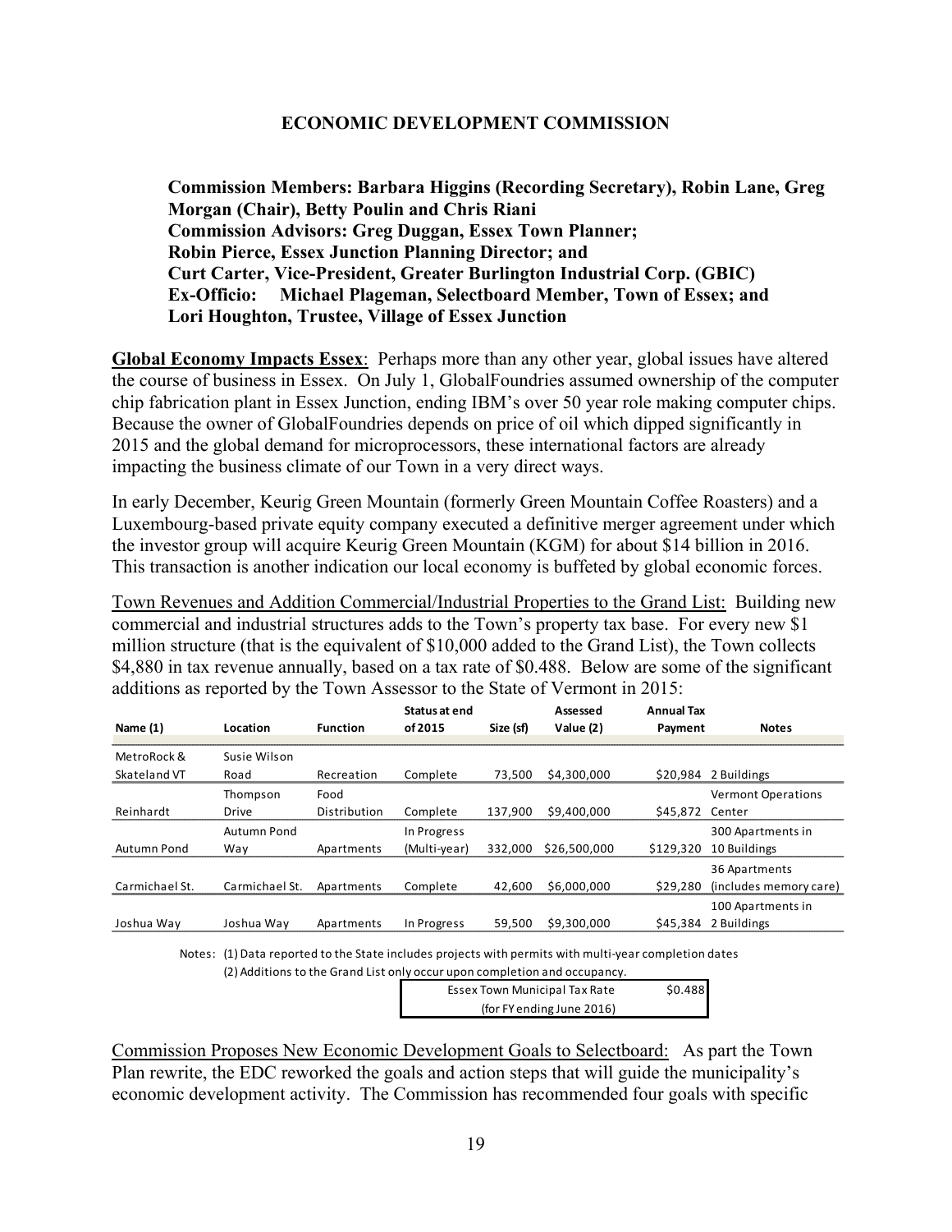## ECONOMIC DEVELOPMENT COMMISSION

**Commission Members: Barbara Higgins (Recording Secretary), Robin Lane, Greg Morgan (Chair), Betty Poulin and Chris Riani**
**Commission Advisors: Greg Duggan, Essex Town Planner;**
**Robin Pierce, Essex Junction Planning Director; and**
**Curt Carter, Vice-President, Greater Burlington Industrial Corp. (GBIC)**
**Ex-Officio: Michael Plageman, Selectboard Member, Town of Essex; and**
**Lori Houghton, Trustee, Village of Essex Junction**

**Global Economy Impacts Essex**: Perhaps more than any other year, global issues have altered the course of business in Essex. On July 1, GlobalFoundries assumed ownership of the computer chip fabrication plant in Essex Junction, ending IBM's over 50 year role making computer chips. Because the owner of GlobalFoundries depends on price of oil which dipped significantly in 2015 and the global demand for microprocessors, these international factors are already impacting the business climate of our Town in a very direct ways.

In early December, Keurig Green Mountain (formerly Green Mountain Coffee Roasters) and a Luxembourg-based private equity company executed a definitive merger agreement under which the investor group will acquire Keurig Green Mountain (KGM) for about $14 billion in 2016. This transaction is another indication our local economy is buffeted by global economic forces.

Town Revenues and Addition Commercial/Industrial Properties to the Grand List: Building new commercial and industrial structures adds to the Town's property tax base. For every new $1 million structure (that is the equivalent of $10,000 added to the Grand List), the Town collects $4,880 in tax revenue annually, based on a tax rate of $0.488. Below are some of the significant additions as reported by the Town Assessor to the State of Vermont in 2015:

| Name (1) | Location | Function | Status at end of 2015 | Size (sf) | Assessed Value (2) | Annual Tax Payment | Notes |
|---|---|---|---|---|---|---|---|
| MetroRock & Skateland VT | Susie Wilson Road | Recreation | Complete | 73,500 | $4,300,000 | $20,984 | 2 Buildings |
| Reinhardt | Thompson Drive | Food Distribution | Complete | 137,900 | $9,400,000 | $45,872 | Vermont Operations Center |
| Autumn Pond | Autumn Pond Way | Apartments | In Progress (Multi-year) | 332,000 | $26,500,000 | $129,320 | 300 Apartments in 10 Buildings |
| Carmichael St. | Carmichael St. | Apartments | Complete | 42,600 | $6,000,000 | $29,280 | 36 Apartments (includes memory care) |
| Joshua Way | Joshua Way | Apartments | In Progress | 59,500 | $9,300,000 | $45,384 | 100 Apartments in 2 Buildings |

Notes: (1) Data reported to the State includes projects with permits with multi-year completion dates
(2) Additions to the Grand List only occur upon completion and occupancy.

| Essex Town Municipal Tax Rate (for FY ending June 2016) | $0.488 |
|---|---|

Commission Proposes New Economic Development Goals to Selectboard: As part the Town Plan rewrite, the EDC reworked the goals and action steps that will guide the municipality's economic development activity. The Commission has recommended four goals with specific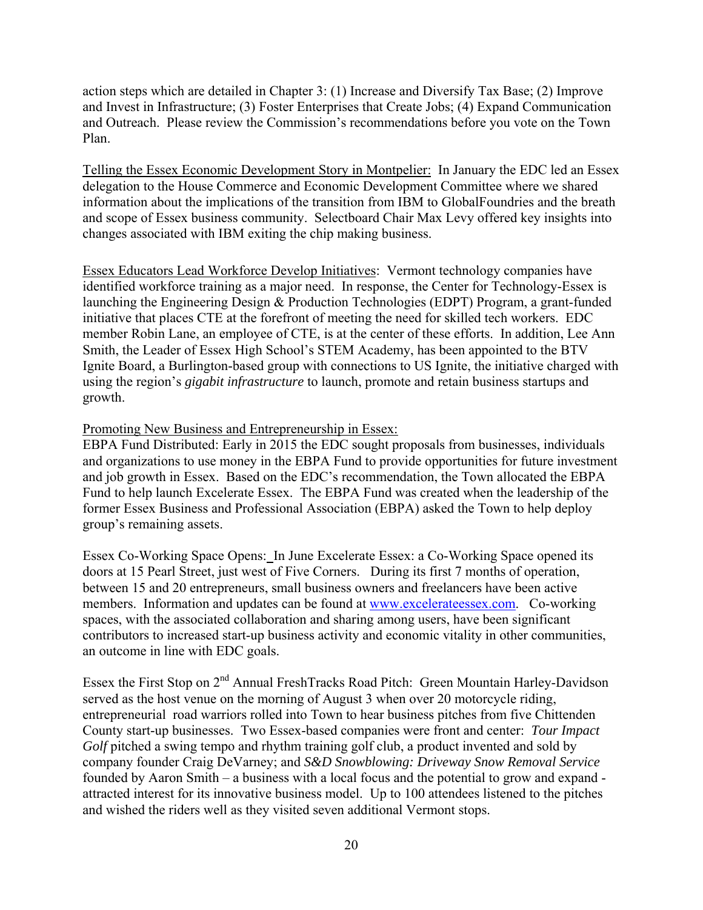action steps which are detailed in Chapter 3: (1) Increase and Diversify Tax Base; (2) Improve and Invest in Infrastructure; (3) Foster Enterprises that Create Jobs; (4) Expand Communication and Outreach. Please review the Commission's recommendations before you vote on the Town Plan.

Telling the Essex Economic Development Story in Montpelier: In January the EDC led an Essex delegation to the House Commerce and Economic Development Committee where we shared information about the implications of the transition from IBM to GlobalFoundries and the breath and scope of Essex business community. Selectboard Chair Max Levy offered key insights into changes associated with IBM exiting the chip making business.

Essex Educators Lead Workforce Develop Initiatives: Vermont technology companies have identified workforce training as a major need. In response, the Center for Technology-Essex is launching the Engineering Design & Production Technologies (EDPT) Program, a grant-funded initiative that places CTE at the forefront of meeting the need for skilled tech workers. EDC member Robin Lane, an employee of CTE, is at the center of these efforts. In addition, Lee Ann Smith, the Leader of Essex High School's STEM Academy, has been appointed to the BTV Ignite Board, a Burlington-based group with connections to US Ignite, the initiative charged with using the region's *gigabit infrastructure* to launch, promote and retain business startups and growth.

Promoting New Business and Entrepreneurship in Essex:
EBPA Fund Distributed: Early in 2015 the EDC sought proposals from businesses, individuals and organizations to use money in the EBPA Fund to provide opportunities for future investment and job growth in Essex. Based on the EDC's recommendation, the Town allocated the EBPA Fund to help launch Excelerate Essex. The EBPA Fund was created when the leadership of the former Essex Business and Professional Association (EBPA) asked the Town to help deploy group's remaining assets.

Essex Co-Working Space Opens: In June Excelerate Essex: a Co-Working Space opened its doors at 15 Pearl Street, just west of Five Corners. During its first 7 months of operation, between 15 and 20 entrepreneurs, small business owners and freelancers have been active members. Information and updates can be found at www.excelerateessex.com. Co-working spaces, with the associated collaboration and sharing among users, have been significant contributors to increased start-up business activity and economic vitality in other communities, an outcome in line with EDC goals.

Essex the First Stop on 2nd Annual FreshTracks Road Pitch: Green Mountain Harley-Davidson served as the host venue on the morning of August 3 when over 20 motorcycle riding, entrepreneurial road warriors rolled into Town to hear business pitches from five Chittenden County start-up businesses. Two Essex-based companies were front and center: *Tour Impact Golf* pitched a swing tempo and rhythm training golf club, a product invented and sold by company founder Craig DeVarney; and *S&D Snowblowing: Driveway Snow Removal Service* founded by Aaron Smith – a business with a local focus and the potential to grow and expand - attracted interest for its innovative business model. Up to 100 attendees listened to the pitches and wished the riders well as they visited seven additional Vermont stops.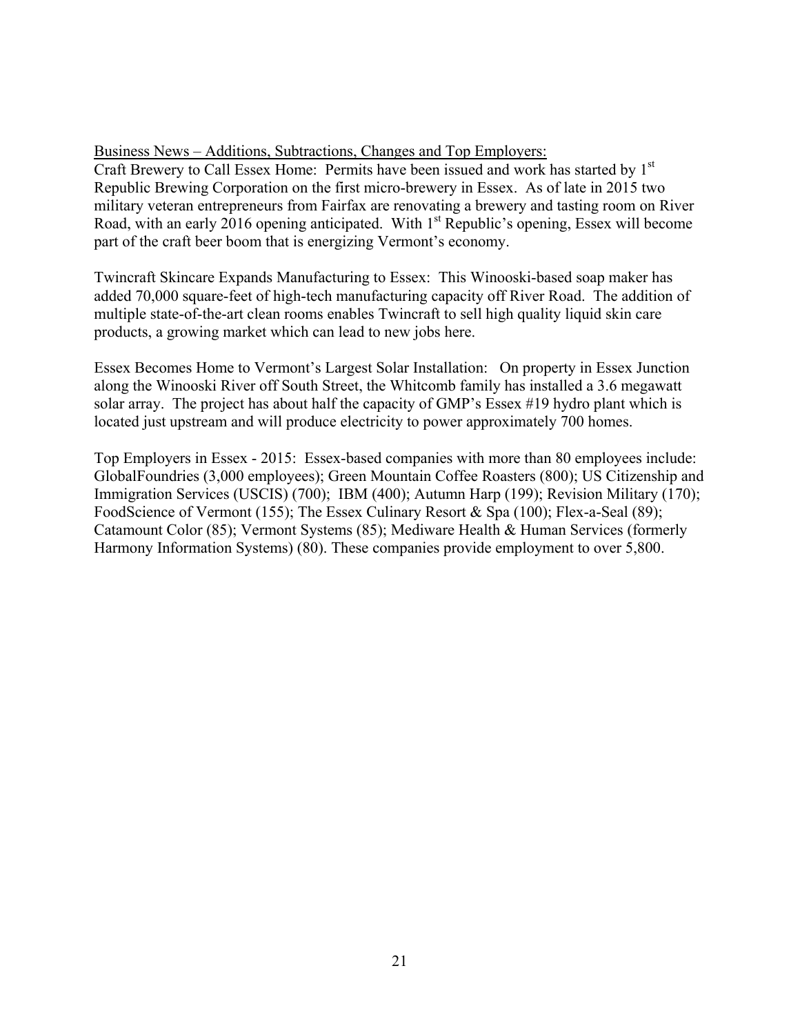<u>Business News – Additions, Subtractions, Changes and Top Employers:</u>

Craft Brewery to Call Essex Home: Permits have been issued and work has started by 1st Republic Brewing Corporation on the first micro-brewery in Essex. As of late in 2015 two military veteran entrepreneurs from Fairfax are renovating a brewery and tasting room on River Road, with an early 2016 opening anticipated. With 1st Republic's opening, Essex will become part of the craft beer boom that is energizing Vermont's economy.

Twincraft Skincare Expands Manufacturing to Essex: This Winooski-based soap maker has added 70,000 square-feet of high-tech manufacturing capacity off River Road. The addition of multiple state-of-the-art clean rooms enables Twincraft to sell high quality liquid skin care products, a growing market which can lead to new jobs here.

Essex Becomes Home to Vermont's Largest Solar Installation: On property in Essex Junction along the Winooski River off South Street, the Whitcomb family has installed a 3.6 megawatt solar array. The project has about half the capacity of GMP's Essex #19 hydro plant which is located just upstream and will produce electricity to power approximately 700 homes.

Top Employers in Essex - 2015: Essex-based companies with more than 80 employees include: GlobalFoundries (3,000 employees); Green Mountain Coffee Roasters (800); US Citizenship and Immigration Services (USCIS) (700); IBM (400); Autumn Harp (199); Revision Military (170); FoodScience of Vermont (155); The Essex Culinary Resort & Spa (100); Flex-a-Seal (89); Catamount Color (85); Vermont Systems (85); Mediware Health & Human Services (formerly Harmony Information Systems) (80). These companies provide employment to over 5,800.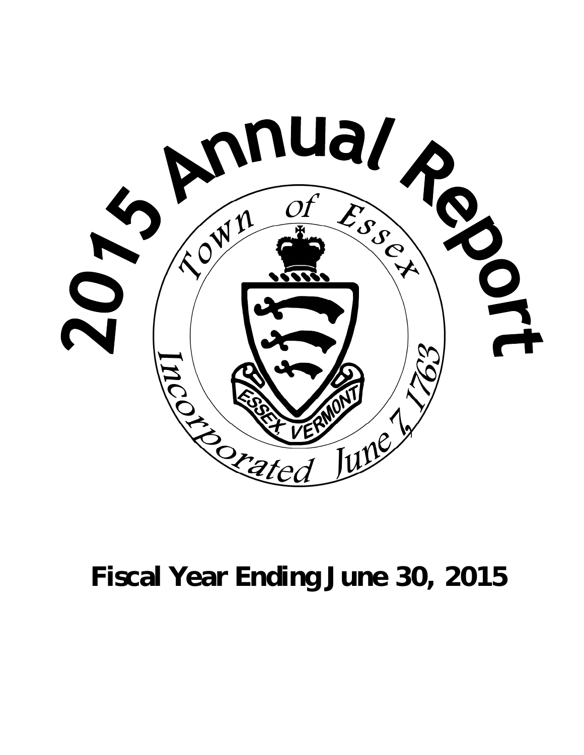# 2015 Annual Report

Town of Essex

Essex, Vermont

Incorporated June 7, 1763

**Fiscal Year Ending June 30, 2015**